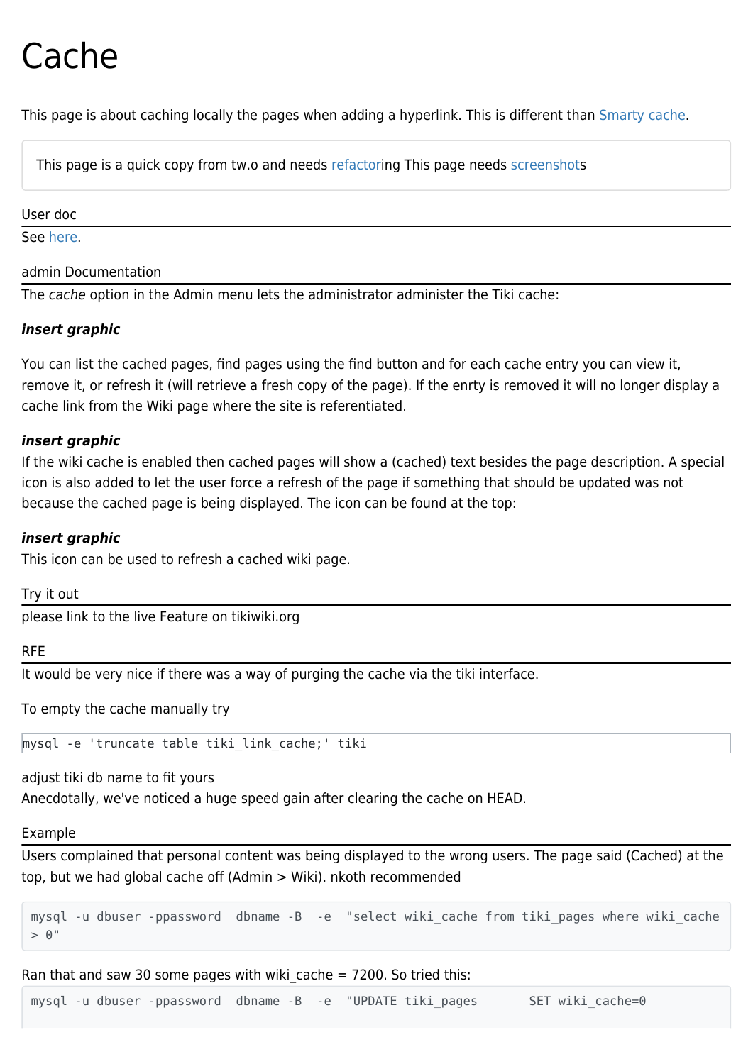# Cache

This page is about caching locally the pages when adding a hyperlink. This is different than Smarty cache.

> This page is a quick copy from tw.o and needs refactoring This page needs screenshots

## User doc

See here.

## admin Documentation

The *cache* option in the Admin menu lets the administrator administer the Tiki cache:

***insert graphic***

You can list the cached pages, find pages using the find button and for each cache entry you can view it, remove it, or refresh it (will retrieve a fresh copy of the page). If the enrty is removed it will no longer display a cache link from the Wiki page where the site is referentiated.

***insert graphic***

If the wiki cache is enabled then cached pages will show a (cached) text besides the page description. A special icon is also added to let the user force a refresh of the page if something that should be updated was not because the cached page is being displayed. The icon can be found at the top:

***insert graphic***

This icon can be used to refresh a cached wiki page.

## Try it out

please link to the live Feature on tikiwiki.org

## RFE

It would be very nice if there was a way of purging the cache via the tiki interface.

To empty the cache manually try

```
mysql -e 'truncate table tiki_link_cache;' tiki
```

adjust tiki db name to fit yours

Anecdotally, we've noticed a huge speed gain after clearing the cache on HEAD.

## Example

Users complained that personal content was being displayed to the wrong users. The page said (Cached) at the top, but we had global cache off (Admin > Wiki). nkoth recommended

```
mysql -u dbuser -ppassword  dbname -B  -e  "select wiki_cache from tiki_pages where wiki_cache > 0"
```

Ran that and saw 30 some pages with wiki_cache = 7200. So tried this:

```
mysql -u dbuser -ppassword  dbname -B  -e  "UPDATE tiki_pages       SET wiki_cache=0
```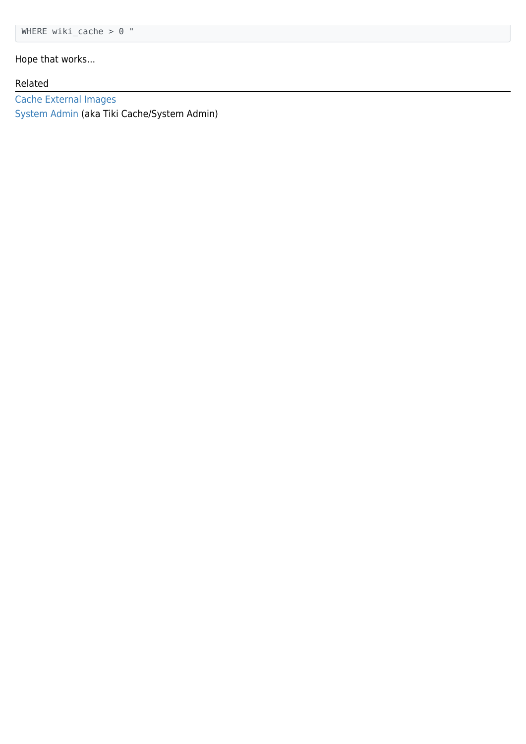```
WHERE wiki_cache > 0 "
```

Hope that works...

## Related

Cache External Images
System Admin (aka Tiki Cache/System Admin)